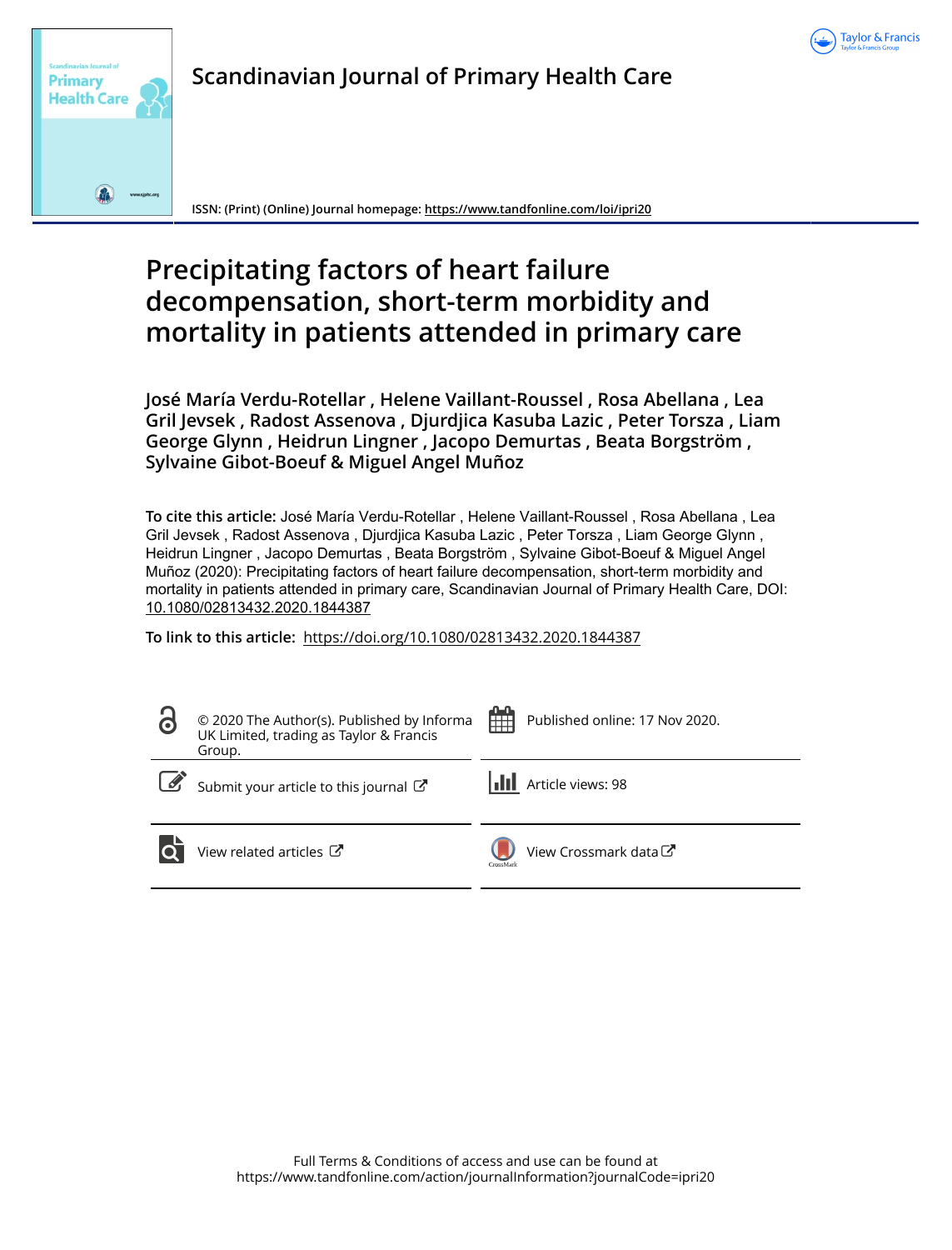Scandinavian Journal of Primary Health Care

ISSN: (Print) (Online) Journal homepage: https://www.tandfonline.com/loi/ipri20

# Precipitating factors of heart failure decompensation, short-term morbidity and mortality in patients attended in primary care

**José María Verdu-Rotellar , Helene Vaillant-Roussel , Rosa Abellana , Lea Gril Jevsek , Radost Assenova , Djurdjica Kasuba Lazic , Peter Torsza , Liam George Glynn , Heidrun Lingner , Jacopo Demurtas , Beata Borgström , Sylvaine Gibot-Boeuf & Miguel Angel Muñoz**

**To cite this article:** José María Verdu-Rotellar , Helene Vaillant-Roussel , Rosa Abellana , Lea Gril Jevsek , Radost Assenova , Djurdjica Kasuba Lazic , Peter Torsza , Liam George Glynn , Heidrun Lingner , Jacopo Demurtas , Beata Borgström , Sylvaine Gibot-Boeuf & Miguel Angel Muñoz (2020): Precipitating factors of heart failure decompensation, short-term morbidity and mortality in patients attended in primary care, Scandinavian Journal of Primary Health Care, DOI: 10.1080/02813432.2020.1844387

**To link to this article:** https://doi.org/10.1080/02813432.2020.1844387

© 2020 The Author(s). Published by Informa UK Limited, trading as Taylor & Francis Group.

Published online: 17 Nov 2020.

Submit your article to this journal

Article views: 98

View related articles

View Crossmark data

Full Terms & Conditions of access and use can be found at https://www.tandfonline.com/action/journalInformation?journalCode=ipri20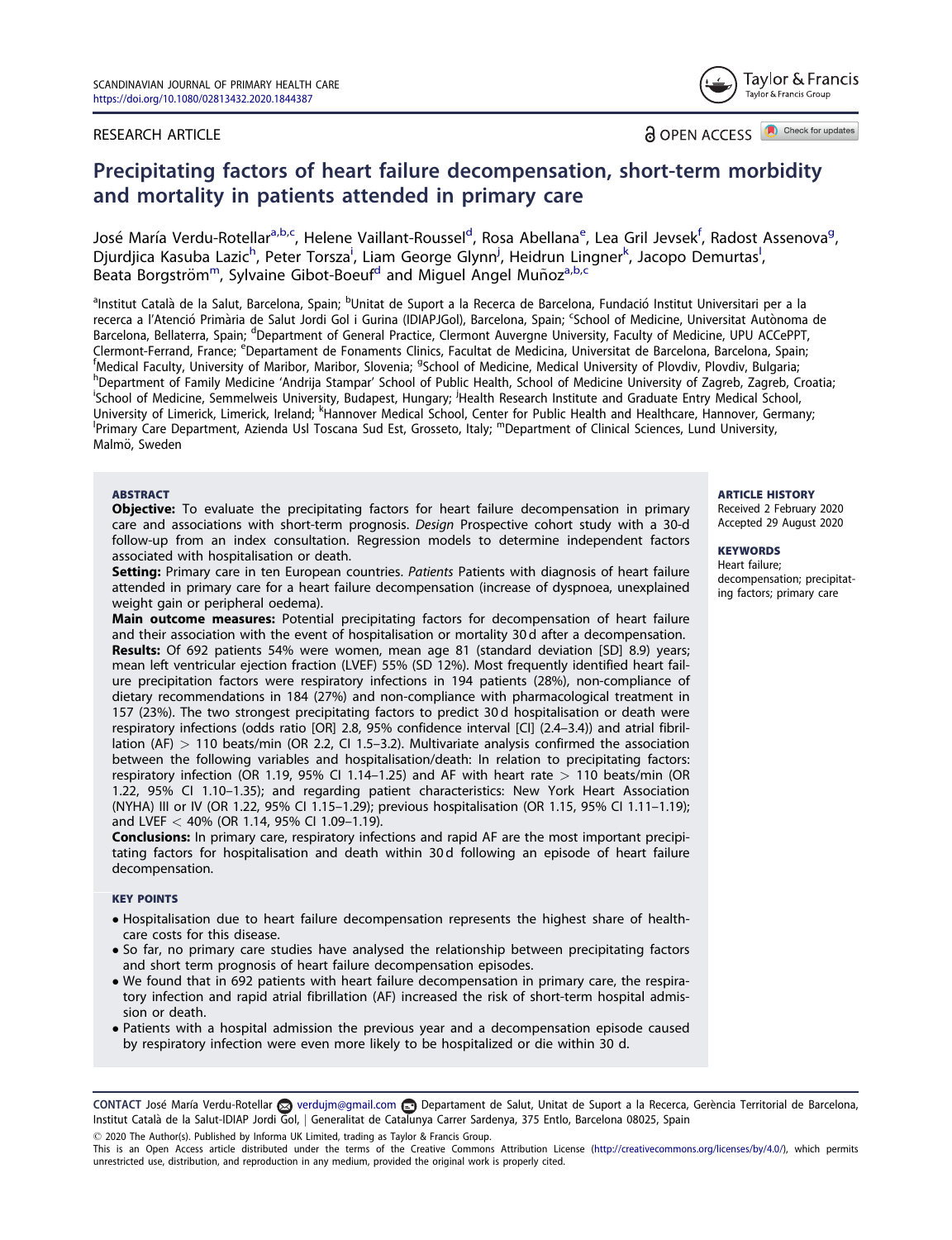RESEARCH ARTICLE

# Precipitating factors of heart failure decompensation, short-term morbidity and mortality in patients attended in primary care

José María Verdu-Rotellar[a,b,c], Helene Vaillant-Roussel[d], Rosa Abellana[e], Lea Gril Jevsek[f], Radost Assenova[g], Djurdjica Kasuba Lazic[h], Peter Torsza[i], Liam George Glynn[j], Heidrun Lingner[k], Jacopo Demurtas[l], Beata Borgström[m], Sylvaine Gibot-Boeuf[d] and Miguel Angel Muñoz[a,b,c]

[a]Institut Català de la Salut, Barcelona, Spain; [b]Unitat de Suport a la Recerca de Barcelona, Fundació Institut Universitari per a la recerca a l'Atenció Primària de Salut Jordi Gol i Gurina (IDIAPJGol), Barcelona, Spain; [c]School of Medicine, Universitat Autònoma de Barcelona, Bellaterra, Spain; [d]Department of General Practice, Clermont Auvergne University, Faculty of Medicine, UPU ACCePPT, Clermont-Ferrand, France; [e]Departament de Fonaments Clinics, Facultat de Medicina, Universitat de Barcelona, Barcelona, Spain; [f]Medical Faculty, University of Maribor, Maribor, Slovenia; [g]School of Medicine, Medical University of Plovdiv, Plovdiv, Bulgaria; [h]Department of Family Medicine 'Andrija Stampar' School of Public Health, School of Medicine University of Zagreb, Zagreb, Croatia; [i]School of Medicine, Semmelweis University, Budapest, Hungary; [j]Health Research Institute and Graduate Entry Medical School, University of Limerick, Limerick, Ireland; [k]Hannover Medical School, Center for Public Health and Healthcare, Hannover, Germany; [l]Primary Care Department, Azienda Usl Toscana Sud Est, Grosseto, Italy; [m]Department of Clinical Sciences, Lund University, Malmö, Sweden

## ABSTRACT

**Objective:** To evaluate the precipitating factors for heart failure decompensation in primary care and associations with short-term prognosis. *Design* Prospective cohort study with a 30-d follow-up from an index consultation. Regression models to determine independent factors associated with hospitalisation or death.

**Setting:** Primary care in ten European countries. *Patients* Patients with diagnosis of heart failure attended in primary care for a heart failure decompensation (increase of dyspnoea, unexplained weight gain or peripheral oedema).

**Main outcome measures:** Potential precipitating factors for decompensation of heart failure and their association with the event of hospitalisation or mortality 30 d after a decompensation.

**Results:** Of 692 patients 54% were women, mean age 81 (standard deviation [SD] 8.9) years; mean left ventricular ejection fraction (LVEF) 55% (SD 12%). Most frequently identified heart failure precipitation factors were respiratory infections in 194 patients (28%), non-compliance of dietary recommendations in 184 (27%) and non-compliance with pharmacological treatment in 157 (23%). The two strongest precipitating factors to predict 30 d hospitalisation or death were respiratory infections (odds ratio [OR] 2.8, 95% confidence interval [CI] (2.4–3.4)) and atrial fibrillation (AF) > 110 beats/min (OR 2.2, CI 1.5–3.2). Multivariate analysis confirmed the association between the following variables and hospitalisation/death: In relation to precipitating factors: respiratory infection (OR 1.19, 95% CI 1.14–1.25) and AF with heart rate > 110 beats/min (OR 1.22, 95% CI 1.10–1.35); and regarding patient characteristics: New York Heart Association (NYHA) III or IV (OR 1.22, 95% CI 1.15–1.29); previous hospitalisation (OR 1.15, 95% CI 1.11–1.19); and LVEF < 40% (OR 1.14, 95% CI 1.09–1.19).

**Conclusions:** In primary care, respiratory infections and rapid AF are the most important precipitating factors for hospitalisation and death within 30 d following an episode of heart failure decompensation.

**ARTICLE HISTORY**
Received 2 February 2020
Accepted 29 August 2020

**KEYWORDS**
Heart failure; decompensation; precipitating factors; primary care

## KEY POINTS

- Hospitalisation due to heart failure decompensation represents the highest share of healthcare costs for this disease.
- So far, no primary care studies have analysed the relationship between precipitating factors and short term prognosis of heart failure decompensation episodes.
- We found that in 692 patients with heart failure decompensation in primary care, the respiratory infection and rapid atrial fibrillation (AF) increased the risk of short-term hospital admission or death.
- Patients with a hospital admission the previous year and a decompensation episode caused by respiratory infection were even more likely to be hospitalized or die within 30 d.

CONTACT José María Verdu-Rotellar verdujm@gmail.com Departament de Salut, Unitat de Suport a la Recerca, Gerència Territorial de Barcelona, Institut Català de la Salut-IDIAP Jordi Gol, | Generalitat de Catalunya Carrer Sardenya, 375 Entlo, Barcelona 08025, Spain

© 2020 The Author(s). Published by Informa UK Limited, trading as Taylor & Francis Group.
This is an Open Access article distributed under the terms of the Creative Commons Attribution License (http://creativecommons.org/licenses/by/4.0/), which permits unrestricted use, distribution, and reproduction in any medium, provided the original work is properly cited.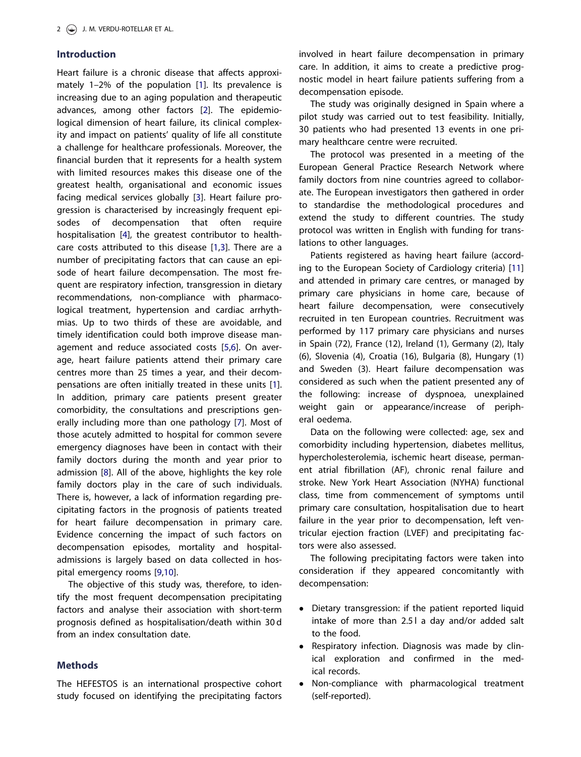## Introduction

Heart failure is a chronic disease that affects approximately 1–2% of the population [1]. Its prevalence is increasing due to an aging population and therapeutic advances, among other factors [2]. The epidemiological dimension of heart failure, its clinical complexity and impact on patients' quality of life all constitute a challenge for healthcare professionals. Moreover, the financial burden that it represents for a health system with limited resources makes this disease one of the greatest health, organisational and economic issues facing medical services globally [3]. Heart failure progression is characterised by increasingly frequent episodes of decompensation that often require hospitalisation [4], the greatest contributor to healthcare costs attributed to this disease [1,3]. There are a number of precipitating factors that can cause an episode of heart failure decompensation. The most frequent are respiratory infection, transgression in dietary recommendations, non-compliance with pharmacological treatment, hypertension and cardiac arrhythmias. Up to two thirds of these are avoidable, and timely identification could both improve disease management and reduce associated costs [5,6]. On average, heart failure patients attend their primary care centres more than 25 times a year, and their decompensations are often initially treated in these units [1]. In addition, primary care patients present greater comorbidity, the consultations and prescriptions generally including more than one pathology [7]. Most of those acutely admitted to hospital for common severe emergency diagnoses have been in contact with their family doctors during the month and year prior to admission [8]. All of the above, highlights the key role family doctors play in the care of such individuals. There is, however, a lack of information regarding precipitating factors in the prognosis of patients treated for heart failure decompensation in primary care. Evidence concerning the impact of such factors on decompensation episodes, mortality and hospital-admissions is largely based on data collected in hospital emergency rooms [9,10].

The objective of this study was, therefore, to identify the most frequent decompensation precipitating factors and analyse their association with short-term prognosis defined as hospitalisation/death within 30 d from an index consultation date.

## Methods

The HEFESTOS is an international prospective cohort study focused on identifying the precipitating factors involved in heart failure decompensation in primary care. In addition, it aims to create a predictive prognostic model in heart failure patients suffering from a decompensation episode.

The study was originally designed in Spain where a pilot study was carried out to test feasibility. Initially, 30 patients who had presented 13 events in one primary healthcare centre were recruited.

The protocol was presented in a meeting of the European General Practice Research Network where family doctors from nine countries agreed to collaborate. The European investigators then gathered in order to standardise the methodological procedures and extend the study to different countries. The study protocol was written in English with funding for translations to other languages.

Patients registered as having heart failure (according to the European Society of Cardiology criteria) [11] and attended in primary care centres, or managed by primary care physicians in home care, because of heart failure decompensation, were consecutively recruited in ten European countries. Recruitment was performed by 117 primary care physicians and nurses in Spain (72), France (12), Ireland (1), Germany (2), Italy (6), Slovenia (4), Croatia (16), Bulgaria (8), Hungary (1) and Sweden (3). Heart failure decompensation was considered as such when the patient presented any of the following: increase of dyspnoea, unexplained weight gain or appearance/increase of peripheral oedema.

Data on the following were collected: age, sex and comorbidity including hypertension, diabetes mellitus, hypercholesterolemia, ischemic heart disease, permanent atrial fibrillation (AF), chronic renal failure and stroke. New York Heart Association (NYHA) functional class, time from commencement of symptoms until primary care consultation, hospitalisation due to heart failure in the year prior to decompensation, left ventricular ejection fraction (LVEF) and precipitating factors were also assessed.

The following precipitating factors were taken into consideration if they appeared concomitantly with decompensation:

- Dietary transgression: if the patient reported liquid intake of more than 2.5 l a day and/or added salt to the food.
- Respiratory infection. Diagnosis was made by clinical exploration and confirmed in the medical records.
- Non-compliance with pharmacological treatment (self-reported).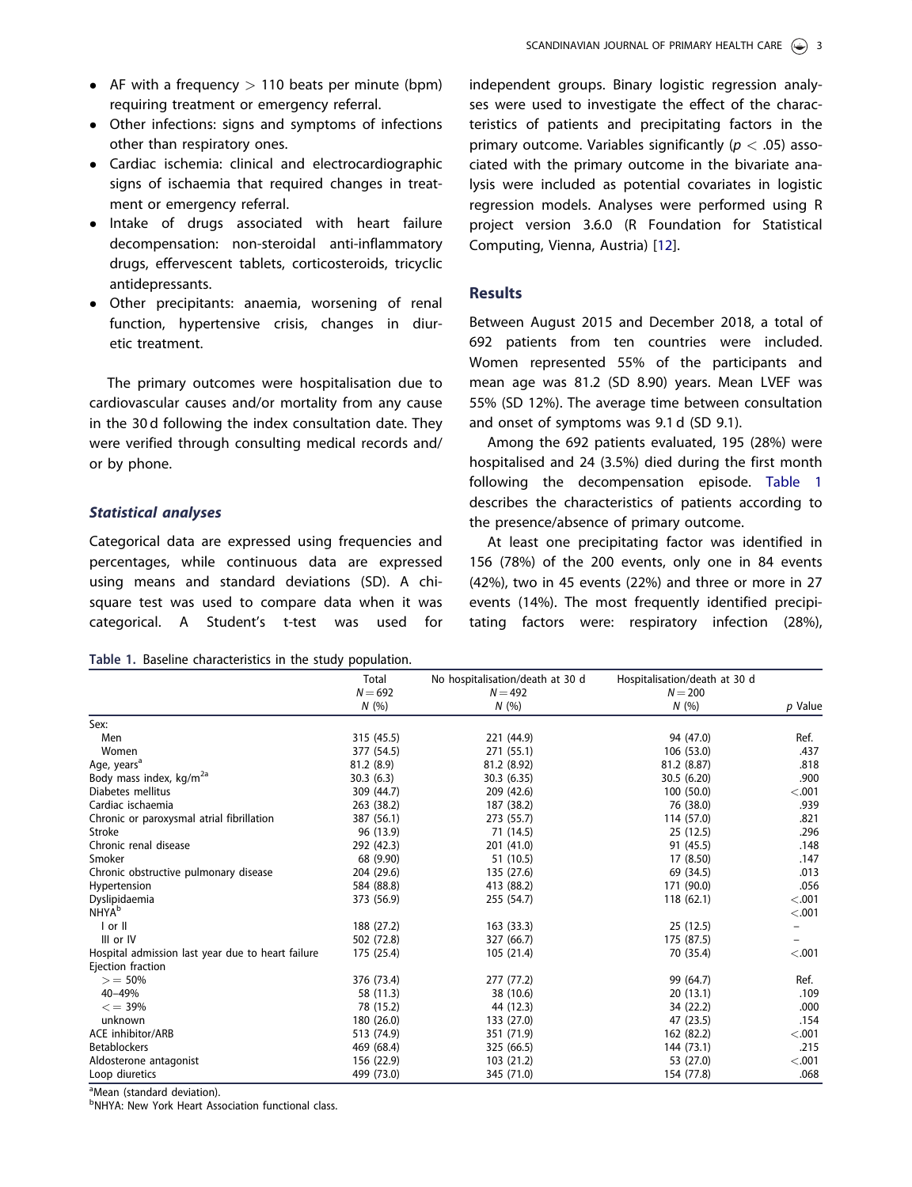- AF with a frequency > 110 beats per minute (bpm) requiring treatment or emergency referral.
- Other infections: signs and symptoms of infections other than respiratory ones.
- Cardiac ischemia: clinical and electrocardiographic signs of ischaemia that required changes in treatment or emergency referral.
- Intake of drugs associated with heart failure decompensation: non-steroidal anti-inflammatory drugs, effervescent tablets, corticosteroids, tricyclic antidepressants.
- Other precipitants: anaemia, worsening of renal function, hypertensive crisis, changes in diuretic treatment.

The primary outcomes were hospitalisation due to cardiovascular causes and/or mortality from any cause in the 30 d following the index consultation date. They were verified through consulting medical records and/or by phone.

### *Statistical analyses*

Categorical data are expressed using frequencies and percentages, while continuous data are expressed using means and standard deviations (SD). A chi-square test was used to compare data when it was categorical. A Student's t-test was used for independent groups. Binary logistic regression analyses were used to investigate the effect of the characteristics of patients and precipitating factors in the primary outcome. Variables significantly ($p < .05$) associated with the primary outcome in the bivariate analysis were included as potential covariates in logistic regression models. Analyses were performed using R project version 3.6.0 (R Foundation for Statistical Computing, Vienna, Austria) [12].

## Results

Between August 2015 and December 2018, a total of 692 patients from ten countries were included. Women represented 55% of the participants and mean age was 81.2 (SD 8.90) years. Mean LVEF was 55% (SD 12%). The average time between consultation and onset of symptoms was 9.1 d (SD 9.1).

Among the 692 patients evaluated, 195 (28%) were hospitalised and 24 (3.5%) died during the first month following the decompensation episode. Table 1 describes the characteristics of patients according to the presence/absence of primary outcome.

At least one precipitating factor was identified in 156 (78%) of the 200 events, only one in 84 events (42%), two in 45 events (22%) and three or more in 27 events (14%). The most frequently identified precipitating factors were: respiratory infection (28%),

**Table 1.** Baseline characteristics in the study population.

| | Total $N = 692$ $N$ (%) | No hospitalisation/death at 30 d $N = 492$ $N$ (%) | Hospitalisation/death at 30 d $N = 200$ $N$ (%) | $p$ Value |
|---|---|---|---|---|
| Sex: | | | | |
| Men | 315 (45.5) | 221 (44.9) | 94 (47.0) | Ref. |
| Women | 377 (54.5) | 271 (55.1) | 106 (53.0) | .437 |
| Age, years[a] | 81.2 (8.9) | 81.2 (8.92) | 81.2 (8.87) | .818 |
| Body mass index, kg/m[2a] | 30.3 (6.3) | 30.3 (6.35) | 30.5 (6.20) | .900 |
| Diabetes mellitus | 309 (44.7) | 209 (42.6) | 100 (50.0) | <.001 |
| Cardiac ischaemia | 263 (38.2) | 187 (38.2) | 76 (38.0) | .939 |
| Chronic or paroxysmal atrial fibrillation | 387 (56.1) | 273 (55.7) | 114 (57.0) | .821 |
| Stroke | 96 (13.9) | 71 (14.5) | 25 (12.5) | .296 |
| Chronic renal disease | 292 (42.3) | 201 (41.0) | 91 (45.5) | .148 |
| Smoker | 68 (9.90) | 51 (10.5) | 17 (8.50) | .147 |
| Chronic obstructive pulmonary disease | 204 (29.6) | 135 (27.6) | 69 (34.5) | .013 |
| Hypertension | 584 (88.8) | 413 (88.2) | 171 (90.0) | .056 |
| Dyslipidaemia | 373 (56.9) | 255 (54.7) | 118 (62.1) | <.001 |
| NHYA[b] | | | | <.001 |
| I or II | 188 (27.2) | 163 (33.3) | 25 (12.5) | – |
| III or IV | 502 (72.8) | 327 (66.7) | 175 (87.5) | – |
| Hospital admission last year due to heart failure | 175 (25.4) | 105 (21.4) | 70 (35.4) | <.001 |
| Ejection fraction | | | | |
| >= 50% | 376 (73.4) | 277 (77.2) | 99 (64.7) | Ref. |
| 40–49% | 58 (11.3) | 38 (10.6) | 20 (13.1) | .109 |
| <= 39% | 78 (15.2) | 44 (12.3) | 34 (22.2) | .000 |
| unknown | 180 (26.0) | 133 (27.0) | 47 (23.5) | .154 |
| ACE inhibitor/ARB | 513 (74.9) | 351 (71.9) | 162 (82.2) | <.001 |
| Betablockers | 469 (68.4) | 325 (66.5) | 144 (73.1) | .215 |
| Aldosterone antagonist | 156 (22.9) | 103 (21.2) | 53 (27.0) | <.001 |
| Loop diuretics | 499 (73.0) | 345 (71.0) | 154 (77.8) | .068 |

[a]Mean (standard deviation).
[b]NHYA: New York Heart Association functional class.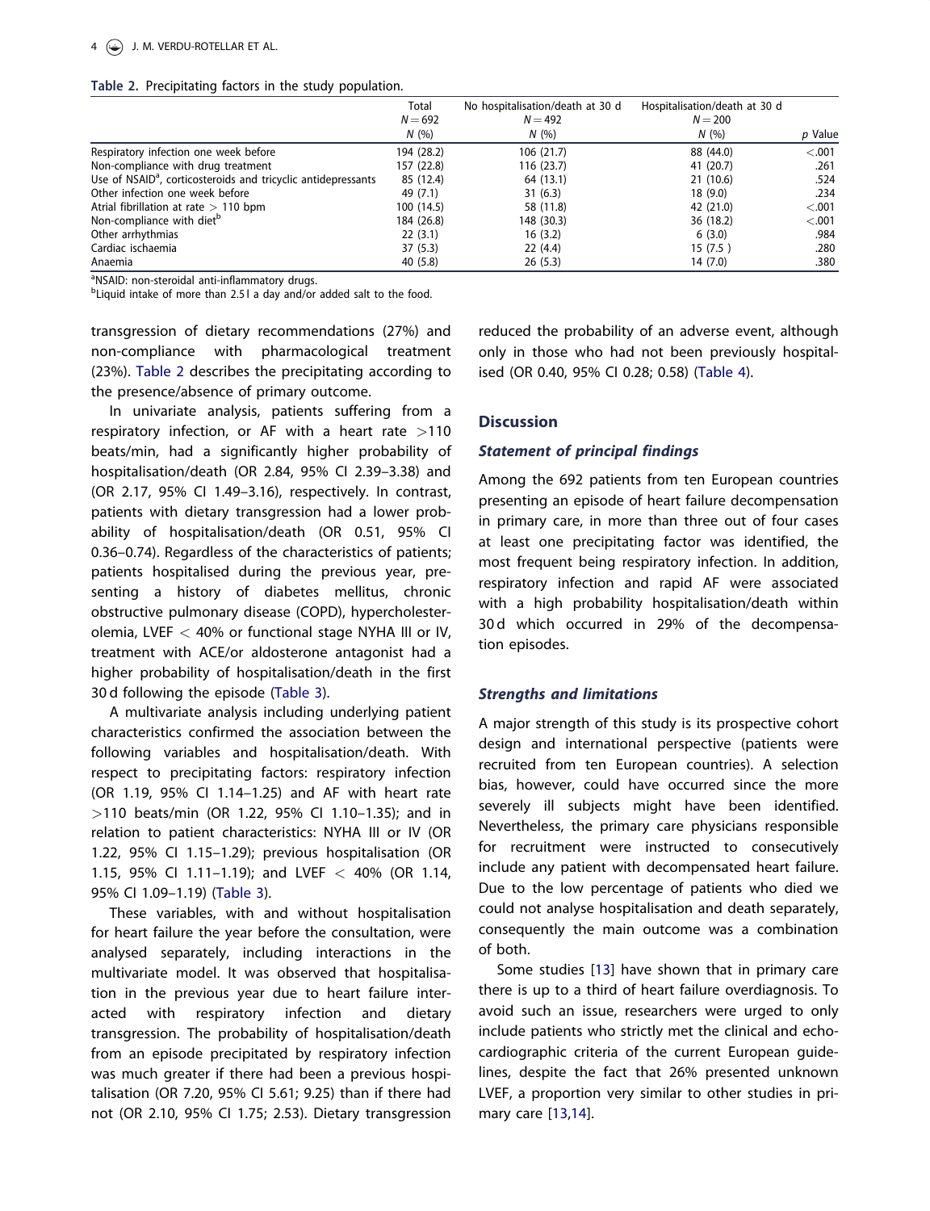Table 2. Precipitating factors in the study population.

| | Total $N = 692$ N (%) | No hospitalisation/death at 30 d $N = 492$ N (%) | Hospitalisation/death at 30 d $N = 200$ N (%) | p Value |
|---|---|---|---|---|
| Respiratory infection one week before | 194 (28.2) | 106 (21.7) | 88 (44.0) | <.001 |
| Non-compliance with drug treatment | 157 (22.8) | 116 (23.7) | 41 (20.7) | .261 |
| Use of NSAID[a], corticosteroids and tricyclic antidepressants | 85 (12.4) | 64 (13.1) | 21 (10.6) | .524 |
| Other infection one week before | 49 (7.1) | 31 (6.3) | 18 (9.0) | .234 |
| Atrial fibrillation at rate > 110 bpm | 100 (14.5) | 58 (11.8) | 42 (21.0) | <.001 |
| Non-compliance with diet[b] | 184 (26.8) | 148 (30.3) | 36 (18.2) | <.001 |
| Other arrhythmias | 22 (3.1) | 16 (3.2) | 6 (3.0) | .984 |
| Cardiac ischaemia | 37 (5.3) | 22 (4.4) | 15 (7.5 ) | .280 |
| Anaemia | 40 (5.8) | 26 (5.3) | 14 (7.0) | .380 |

[a]NSAID: non-steroidal anti-inflammatory drugs.
[b]Liquid intake of more than 2.5 l a day and/or added salt to the food.

transgression of dietary recommendations (27%) and non-compliance with pharmacological treatment (23%). Table 2 describes the precipitating according to the presence/absence of primary outcome.

In univariate analysis, patients suffering from a respiratory infection, or AF with a heart rate >110 beats/min, had a significantly higher probability of hospitalisation/death (OR 2.84, 95% CI 2.39–3.38) and (OR 2.17, 95% CI 1.49–3.16), respectively. In contrast, patients with dietary transgression had a lower probability of hospitalisation/death (OR 0.51, 95% CI 0.36–0.74). Regardless of the characteristics of patients; patients hospitalised during the previous year, presenting a history of diabetes mellitus, chronic obstructive pulmonary disease (COPD), hypercholesterolemia, LVEF < 40% or functional stage NYHA III or IV, treatment with ACE/or aldosterone antagonist had a higher probability of hospitalisation/death in the first 30 d following the episode (Table 3).

A multivariate analysis including underlying patient characteristics confirmed the association between the following variables and hospitalisation/death. With respect to precipitating factors: respiratory infection (OR 1.19, 95% CI 1.14–1.25) and AF with heart rate >110 beats/min (OR 1.22, 95% CI 1.10–1.35); and in relation to patient characteristics: NYHA III or IV (OR 1.22, 95% CI 1.15–1.29); previous hospitalisation (OR 1.15, 95% CI 1.11–1.19); and LVEF < 40% (OR 1.14, 95% CI 1.09–1.19) (Table 3).

These variables, with and without hospitalisation for heart failure the year before the consultation, were analysed separately, including interactions in the multivariate model. It was observed that hospitalisation in the previous year due to heart failure interacted with respiratory infection and dietary transgression. The probability of hospitalisation/death from an episode precipitated by respiratory infection was much greater if there had been a previous hospitalisation (OR 7.20, 95% CI 5.61; 9.25) than if there had not (OR 2.10, 95% CI 1.75; 2.53). Dietary transgression reduced the probability of an adverse event, although only in those who had not been previously hospitalised (OR 0.40, 95% CI 0.28; 0.58) (Table 4).

## Discussion

### Statement of principal findings

Among the 692 patients from ten European countries presenting an episode of heart failure decompensation in primary care, in more than three out of four cases at least one precipitating factor was identified, the most frequent being respiratory infection. In addition, respiratory infection and rapid AF were associated with a high probability hospitalisation/death within 30 d which occurred in 29% of the decompensation episodes.

### Strengths and limitations

A major strength of this study is its prospective cohort design and international perspective (patients were recruited from ten European countries). A selection bias, however, could have occurred since the more severely ill subjects might have been identified. Nevertheless, the primary care physicians responsible for recruitment were instructed to consecutively include any patient with decompensated heart failure. Due to the low percentage of patients who died we could not analyse hospitalisation and death separately, consequently the main outcome was a combination of both.

Some studies [13] have shown that in primary care there is up to a third of heart failure overdiagnosis. To avoid such an issue, researchers were urged to only include patients who strictly met the clinical and echocardiographic criteria of the current European guidelines, despite the fact that 26% presented unknown LVEF, a proportion very similar to other studies in primary care [13,14].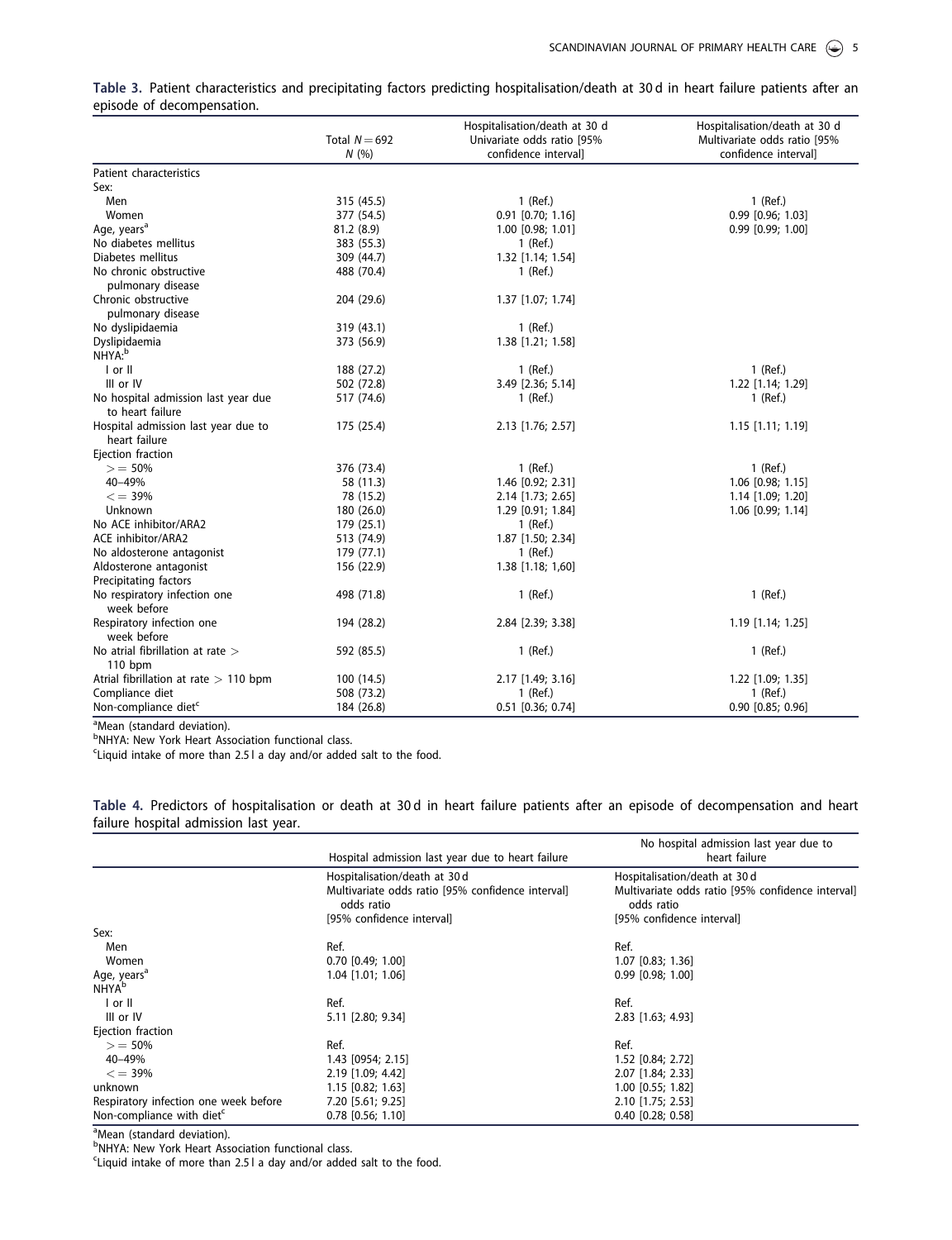**Table 3.** Patient characteristics and precipitating factors predicting hospitalisation/death at 30 d in heart failure patients after an episode of decompensation.

| | Total $N = 692$ N (%) | Hospitalisation/death at 30 d Univariate odds ratio [95% confidence interval] | Hospitalisation/death at 30 d Multivariate odds ratio [95% confidence interval] |
|---|---|---|---|
| Patient characteristics | | | |
| Sex: | | | |
| Men | 315 (45.5) | 1 (Ref.) | 1 (Ref.) |
| Women | 377 (54.5) | 0.91 [0.70; 1.16] | 0.99 [0.96; 1.03] |
| Age, years[a] | 81.2 (8.9) | 1.00 [0.98; 1.01] | 0.99 [0.99; 1.00] |
| No diabetes mellitus | 383 (55.3) | 1 (Ref.) | |
| Diabetes mellitus | 309 (44.7) | 1.32 [1.14; 1.54] | |
| No chronic obstructive pulmonary disease | 488 (70.4) | 1 (Ref.) | |
| Chronic obstructive pulmonary disease | 204 (29.6) | 1.37 [1.07; 1.74] | |
| No dyslipidaemia | 319 (43.1) | 1 (Ref.) | |
| Dyslipidaemia | 373 (56.9) | 1.38 [1.21; 1.58] | |
| NHYA:[b] | | | |
| I or II | 188 (27.2) | 1 (Ref.) | 1 (Ref.) |
| III or IV | 502 (72.8) | 3.49 [2.36; 5.14] | 1.22 [1.14; 1.29] |
| No hospital admission last year due to heart failure | 517 (74.6) | 1 (Ref.) | 1 (Ref.) |
| Hospital admission last year due to heart failure | 175 (25.4) | 2.13 [1.76; 2.57] | 1.15 [1.11; 1.19] |
| Ejection fraction | | | |
| >= 50% | 376 (73.4) | 1 (Ref.) | 1 (Ref.) |
| 40–49% | 58 (11.3) | 1.46 [0.92; 2.31] | 1.06 [0.98; 1.15] |
| <= 39% | 78 (15.2) | 2.14 [1.73; 2.65] | 1.14 [1.09; 1.20] |
| Unknown | 180 (26.0) | 1.29 [0.91; 1.84] | 1.06 [0.99; 1.14] |
| No ACE inhibitor/ARA2 | 179 (25.1) | 1 (Ref.) | |
| ACE inhibitor/ARA2 | 513 (74.9) | 1.87 [1.50; 2.34] | |
| No aldosterone antagonist | 179 (77.1) | 1 (Ref.) | |
| Aldosterone antagonist | 156 (22.9) | 1.38 [1.18; 1,60] | |
| Precipitating factors | | | |
| No respiratory infection one week before | 498 (71.8) | 1 (Ref.) | 1 (Ref.) |
| Respiratory infection one week before | 194 (28.2) | 2.84 [2.39; 3.38] | 1.19 [1.14; 1.25] |
| No atrial fibrillation at rate > 110 bpm | 592 (85.5) | 1 (Ref.) | 1 (Ref.) |
| Atrial fibrillation at rate > 110 bpm | 100 (14.5) | 2.17 [1.49; 3.16] | 1.22 [1.09; 1.35] |
| Compliance diet | 508 (73.2) | 1 (Ref.) | 1 (Ref.) |
| Non-compliance diet[c] | 184 (26.8) | 0.51 [0.36; 0.74] | 0.90 [0.85; 0.96] |

[a]Mean (standard deviation).
[b]NHYA: New York Heart Association functional class.
[c]Liquid intake of more than 2.5 l a day and/or added salt to the food.

**Table 4.** Predictors of hospitalisation or death at 30 d in heart failure patients after an episode of decompensation and heart failure hospital admission last year.

| | Hospital admission last year due to heart failure | No hospital admission last year due to heart failure |
|---|---|---|
| | Hospitalisation/death at 30 d Multivariate odds ratio [95% confidence interval] odds ratio [95% confidence interval] | Hospitalisation/death at 30 d Multivariate odds ratio [95% confidence interval] odds ratio [95% confidence interval] |
| Sex: | | |
| Men | Ref. | Ref. |
| Women | 0.70 [0.49; 1.00] | 1.07 [0.83; 1.36] |
| Age, years[a] | 1.04 [1.01; 1.06] | 0.99 [0.98; 1.00] |
| NHYA[b] | | |
| I or II | Ref. | Ref. |
| III or IV | 5.11 [2.80; 9.34] | 2.83 [1.63; 4.93] |
| Ejection fraction | | |
| >= 50% | Ref. | Ref. |
| 40–49% | 1.43 [0954; 2.15] | 1.52 [0.84; 2.72] |
| <= 39% | 2.19 [1.09; 4.42] | 2.07 [1.84; 2.33] |
| unknown | 1.15 [0.82; 1.63] | 1.00 [0.55; 1.82] |
| Respiratory infection one week before | 7.20 [5.61; 9.25] | 2.10 [1.75; 2.53] |
| Non-compliance with diet[c] | 0.78 [0.56; 1.10] | 0.40 [0.28; 0.58] |

[a]Mean (standard deviation).
[b]NHYA: New York Heart Association functional class.
[c]Liquid intake of more than 2.5 l a day and/or added salt to the food.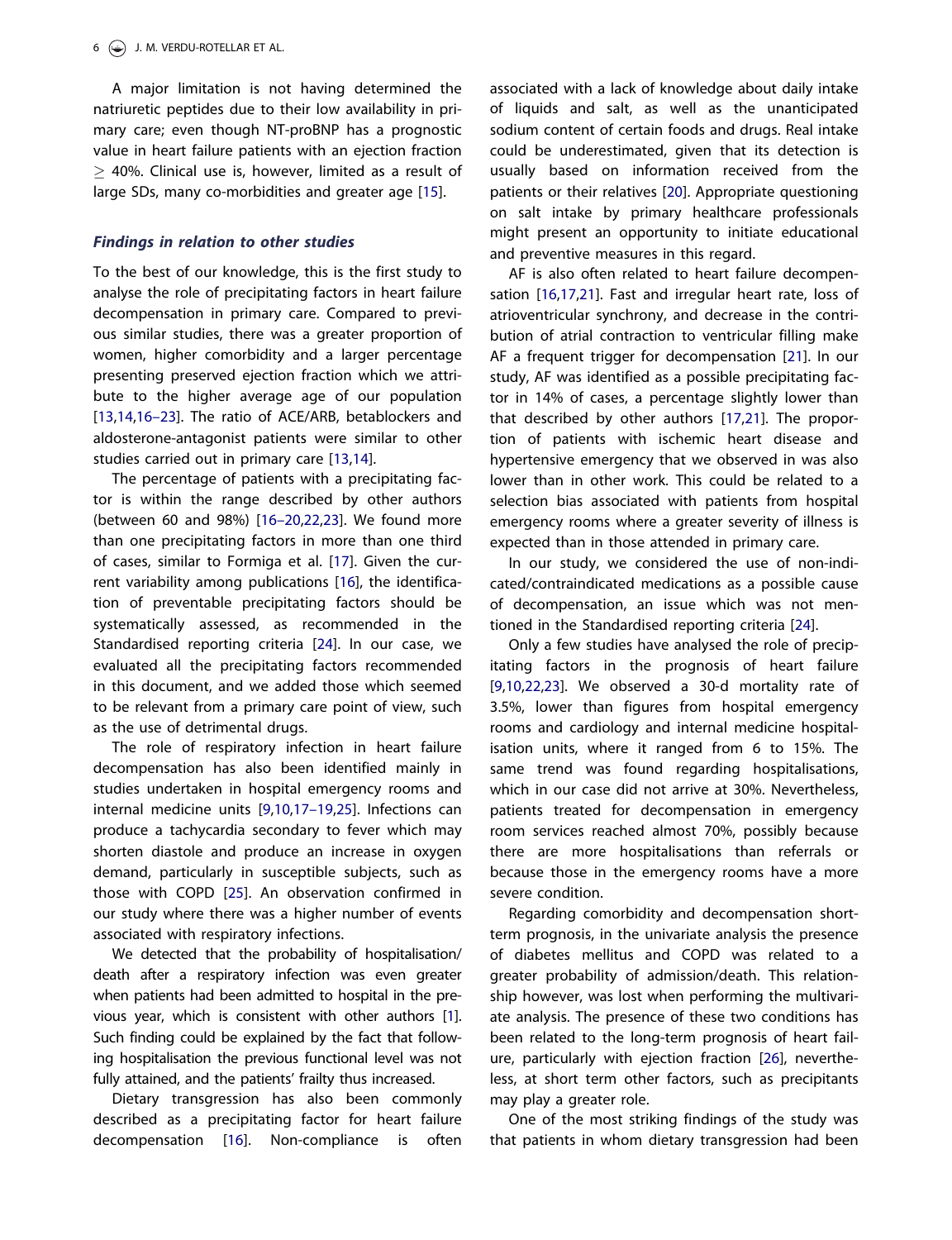A major limitation is not having determined the natriuretic peptides due to their low availability in primary care; even though NT-proBNP has a prognostic value in heart failure patients with an ejection fraction $\geq$ 40%. Clinical use is, however, limited as a result of large SDs, many co-morbidities and greater age [15].

### *Findings in relation to other studies*

To the best of our knowledge, this is the first study to analyse the role of precipitating factors in heart failure decompensation in primary care. Compared to previous similar studies, there was a greater proportion of women, higher comorbidity and a larger percentage presenting preserved ejection fraction which we attribute to the higher average age of our population [13,14,16–23]. The ratio of ACE/ARB, betablockers and aldosterone-antagonist patients were similar to other studies carried out in primary care [13,14].

The percentage of patients with a precipitating factor is within the range described by other authors (between 60 and 98%) [16–20,22,23]. We found more than one precipitating factors in more than one third of cases, similar to Formiga et al. [17]. Given the current variability among publications [16], the identification of preventable precipitating factors should be systematically assessed, as recommended in the Standardised reporting criteria [24]. In our case, we evaluated all the precipitating factors recommended in this document, and we added those which seemed to be relevant from a primary care point of view, such as the use of detrimental drugs.

The role of respiratory infection in heart failure decompensation has also been identified mainly in studies undertaken in hospital emergency rooms and internal medicine units [9,10,17–19,25]. Infections can produce a tachycardia secondary to fever which may shorten diastole and produce an increase in oxygen demand, particularly in susceptible subjects, such as those with COPD [25]. An observation confirmed in our study where there was a higher number of events associated with respiratory infections.

We detected that the probability of hospitalisation/death after a respiratory infection was even greater when patients had been admitted to hospital in the previous year, which is consistent with other authors [1]. Such finding could be explained by the fact that following hospitalisation the previous functional level was not fully attained, and the patients' frailty thus increased.

Dietary transgression has also been commonly described as a precipitating factor for heart failure decompensation [16]. Non-compliance is often associated with a lack of knowledge about daily intake of liquids and salt, as well as the unanticipated sodium content of certain foods and drugs. Real intake could be underestimated, given that its detection is usually based on information received from the patients or their relatives [20]. Appropriate questioning on salt intake by primary healthcare professionals might present an opportunity to initiate educational and preventive measures in this regard.

AF is also often related to heart failure decompensation [16,17,21]. Fast and irregular heart rate, loss of atrioventricular synchrony, and decrease in the contribution of atrial contraction to ventricular filling make AF a frequent trigger for decompensation [21]. In our study, AF was identified as a possible precipitating factor in 14% of cases, a percentage slightly lower than that described by other authors [17,21]. The proportion of patients with ischemic heart disease and hypertensive emergency that we observed in was also lower than in other work. This could be related to a selection bias associated with patients from hospital emergency rooms where a greater severity of illness is expected than in those attended in primary care.

In our study, we considered the use of non-indicated/contraindicated medications as a possible cause of decompensation, an issue which was not mentioned in the Standardised reporting criteria [24].

Only a few studies have analysed the role of precipitating factors in the prognosis of heart failure [9,10,22,23]. We observed a 30-d mortality rate of 3.5%, lower than figures from hospital emergency rooms and cardiology and internal medicine hospitalisation units, where it ranged from 6 to 15%. The same trend was found regarding hospitalisations, which in our case did not arrive at 30%. Nevertheless, patients treated for decompensation in emergency room services reached almost 70%, possibly because there are more hospitalisations than referrals or because those in the emergency rooms have a more severe condition.

Regarding comorbidity and decompensation short-term prognosis, in the univariate analysis the presence of diabetes mellitus and COPD was related to a greater probability of admission/death. This relationship however, was lost when performing the multivariate analysis. The presence of these two conditions has been related to the long-term prognosis of heart failure, particularly with ejection fraction [26], nevertheless, at short term other factors, such as precipitants may play a greater role.

One of the most striking findings of the study was that patients in whom dietary transgression had been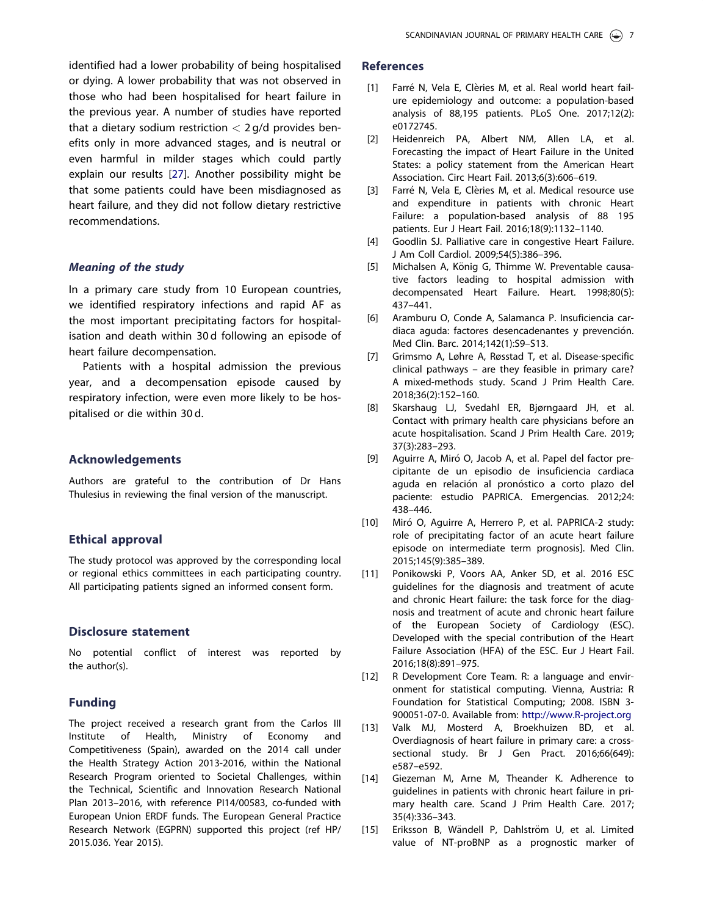identified had a lower probability of being hospitalised or dying. A lower probability that was not observed in those who had been hospitalised for heart failure in the previous year. A number of studies have reported that a dietary sodium restriction $< 2$ g/d provides benefits only in more advanced stages, and is neutral or even harmful in milder stages which could partly explain our results [27]. Another possibility might be that some patients could have been misdiagnosed as heart failure, and they did not follow dietary restrictive recommendations.

### *Meaning of the study*

In a primary care study from 10 European countries, we identified respiratory infections and rapid AF as the most important precipitating factors for hospitalisation and death within 30 d following an episode of heart failure decompensation.

Patients with a hospital admission the previous year, and a decompensation episode caused by respiratory infection, were even more likely to be hospitalised or die within 30 d.

## Acknowledgements

Authors are grateful to the contribution of Dr Hans Thulesius in reviewing the final version of the manuscript.

## Ethical approval

The study protocol was approved by the corresponding local or regional ethics committees in each participating country. All participating patients signed an informed consent form.

## Disclosure statement

No potential conflict of interest was reported by the author(s).

## Funding

The project received a research grant from the Carlos III Institute of Health, Ministry of Economy and Competitiveness (Spain), awarded on the 2014 call under the Health Strategy Action 2013-2016, within the National Research Program oriented to Societal Challenges, within the Technical, Scientific and Innovation Research National Plan 2013–2016, with reference PI14/00583, co-funded with European Union ERDF funds. The European General Practice Research Network (EGPRN) supported this project (ref HP/2015.036. Year 2015).

## References

[1] Farré N, Vela E, Clèries M, et al. Real world heart failure epidemiology and outcome: a population-based analysis of 88,195 patients. PLoS One. 2017;12(2):e0172745.

[2] Heidenreich PA, Albert NM, Allen LA, et al. Forecasting the impact of Heart Failure in the United States: a policy statement from the American Heart Association. Circ Heart Fail. 2013;6(3):606–619.

[3] Farré N, Vela E, Clèries M, et al. Medical resource use and expenditure in patients with chronic Heart Failure: a population-based analysis of 88 195 patients. Eur J Heart Fail. 2016;18(9):1132–1140.

[4] Goodlin SJ. Palliative care in congestive Heart Failure. J Am Coll Cardiol. 2009;54(5):386–396.

[5] Michalsen A, König G, Thimme W. Preventable causative factors leading to hospital admission with decompensated Heart Failure. Heart. 1998;80(5):437–441.

[6] Aramburu O, Conde A, Salamanca P. Insuficiencia cardiaca aguda: factores desencadenantes y prevención. Med Clin. Barc. 2014;142(1):S9–S13.

[7] Grimsmo A, Løhre A, Røsstad T, et al. Disease-specific clinical pathways – are they feasible in primary care? A mixed-methods study. Scand J Prim Health Care. 2018;36(2):152–160.

[8] Skarshaug LJ, Svedahl ER, Bjørngaard JH, et al. Contact with primary health care physicians before an acute hospitalisation. Scand J Prim Health Care. 2019;37(3):283–293.

[9] Aguirre A, Miró O, Jacob A, et al. Papel del factor precipitante de un episodio de insuficiencia cardiaca aguda en relación al pronóstico a corto plazo del paciente: estudio PAPRICA. Emergencias. 2012;24:438–446.

[10] Miró O, Aguirre A, Herrero P, et al. PAPRICA-2 study: role of precipitating factor of an acute heart failure episode on intermediate term prognosis]. Med Clin. 2015;145(9):385–389.

[11] Ponikowski P, Voors AA, Anker SD, et al. 2016 ESC guidelines for the diagnosis and treatment of acute and chronic Heart failure: the task force for the diagnosis and treatment of acute and chronic heart failure of the European Society of Cardiology (ESC). Developed with the special contribution of the Heart Failure Association (HFA) of the ESC. Eur J Heart Fail. 2016;18(8):891–975.

[12] R Development Core Team. R: a language and environment for statistical computing. Vienna, Austria: R Foundation for Statistical Computing; 2008. ISBN 3-900051-07-0. Available from: http://www.R-project.org

[13] Valk MJ, Mosterd A, Broekhuizen BD, et al. Overdiagnosis of heart failure in primary care: a cross-sectional study. Br J Gen Pract. 2016;66(649):e587–e592.

[14] Giezeman M, Arne M, Theander K. Adherence to guidelines in patients with chronic heart failure in primary health care. Scand J Prim Health Care. 2017;35(4):336–343.

[15] Eriksson B, Wändell P, Dahlström U, et al. Limited value of NT-proBNP as a prognostic marker of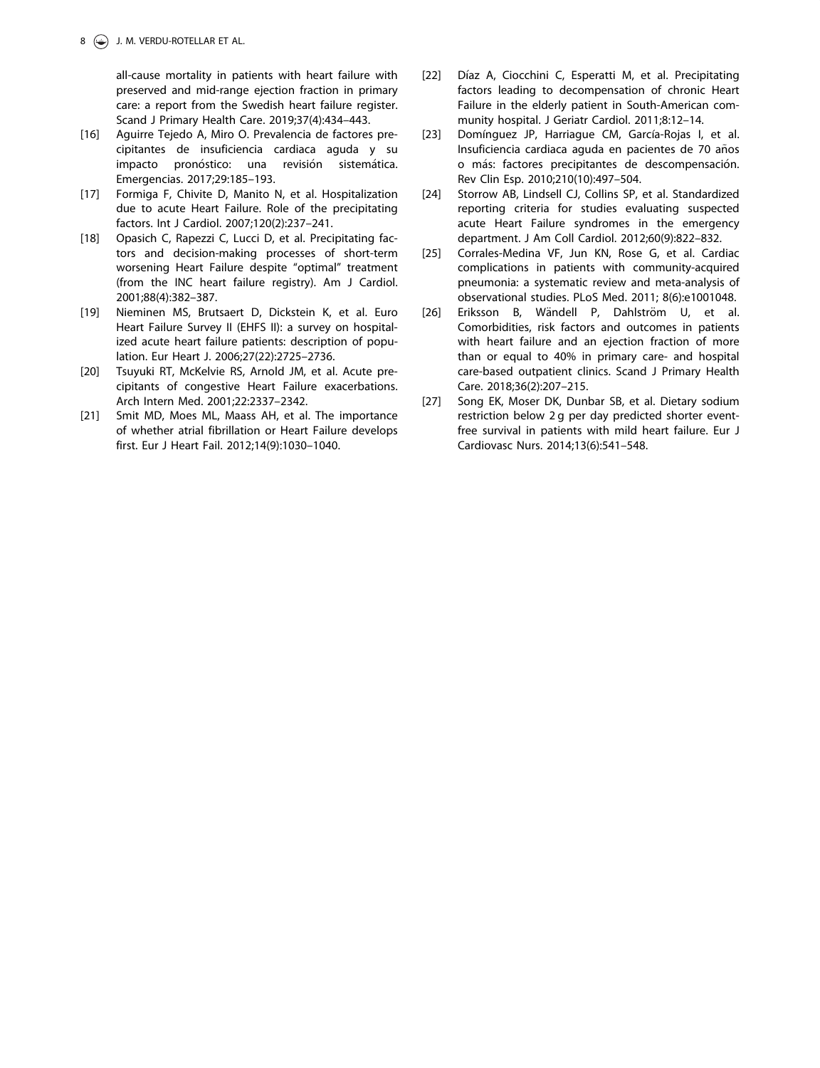all-cause mortality in patients with heart failure with preserved and mid-range ejection fraction in primary care: a report from the Swedish heart failure register. Scand J Primary Health Care. 2019;37(4):434–443.

[16] Aguirre Tejedo A, Miro O. Prevalencia de factores precipitantes de insuficiencia cardiaca aguda y su impacto pronóstico: una revisión sistemática. Emergencias. 2017;29:185–193.

[17] Formiga F, Chivite D, Manito N, et al. Hospitalization due to acute Heart Failure. Role of the precipitating factors. Int J Cardiol. 2007;120(2):237–241.

[18] Opasich C, Rapezzi C, Lucci D, et al. Precipitating factors and decision-making processes of short-term worsening Heart Failure despite "optimal" treatment (from the INC heart failure registry). Am J Cardiol. 2001;88(4):382–387.

[19] Nieminen MS, Brutsaert D, Dickstein K, et al. Euro Heart Failure Survey II (EHFS II): a survey on hospitalized acute heart failure patients: description of population. Eur Heart J. 2006;27(22):2725–2736.

[20] Tsuyuki RT, McKelvie RS, Arnold JM, et al. Acute precipitants of congestive Heart Failure exacerbations. Arch Intern Med. 2001;22:2337–2342.

[21] Smit MD, Moes ML, Maass AH, et al. The importance of whether atrial fibrillation or Heart Failure develops first. Eur J Heart Fail. 2012;14(9):1030–1040.

[22] Díaz A, Ciocchini C, Esperatti M, et al. Precipitating factors leading to decompensation of chronic Heart Failure in the elderly patient in South-American community hospital. J Geriatr Cardiol. 2011;8:12–14.

[23] Domínguez JP, Harriague CM, García-Rojas I, et al. Insuficiencia cardiaca aguda en pacientes de 70 años o más: factores precipitantes de descompensación. Rev Clin Esp. 2010;210(10):497–504.

[24] Storrow AB, Lindsell CJ, Collins SP, et al. Standardized reporting criteria for studies evaluating suspected acute Heart Failure syndromes in the emergency department. J Am Coll Cardiol. 2012;60(9):822–832.

[25] Corrales-Medina VF, Jun KN, Rose G, et al. Cardiac complications in patients with community-acquired pneumonia: a systematic review and meta-analysis of observational studies. PLoS Med. 2011; 8(6):e1001048.

[26] Eriksson B, Wändell P, Dahlström U, et al. Comorbidities, risk factors and outcomes in patients with heart failure and an ejection fraction of more than or equal to 40% in primary care- and hospital care-based outpatient clinics. Scand J Primary Health Care. 2018;36(2):207–215.

[27] Song EK, Moser DK, Dunbar SB, et al. Dietary sodium restriction below 2 g per day predicted shorter event-free survival in patients with mild heart failure. Eur J Cardiovasc Nurs. 2014;13(6):541–548.